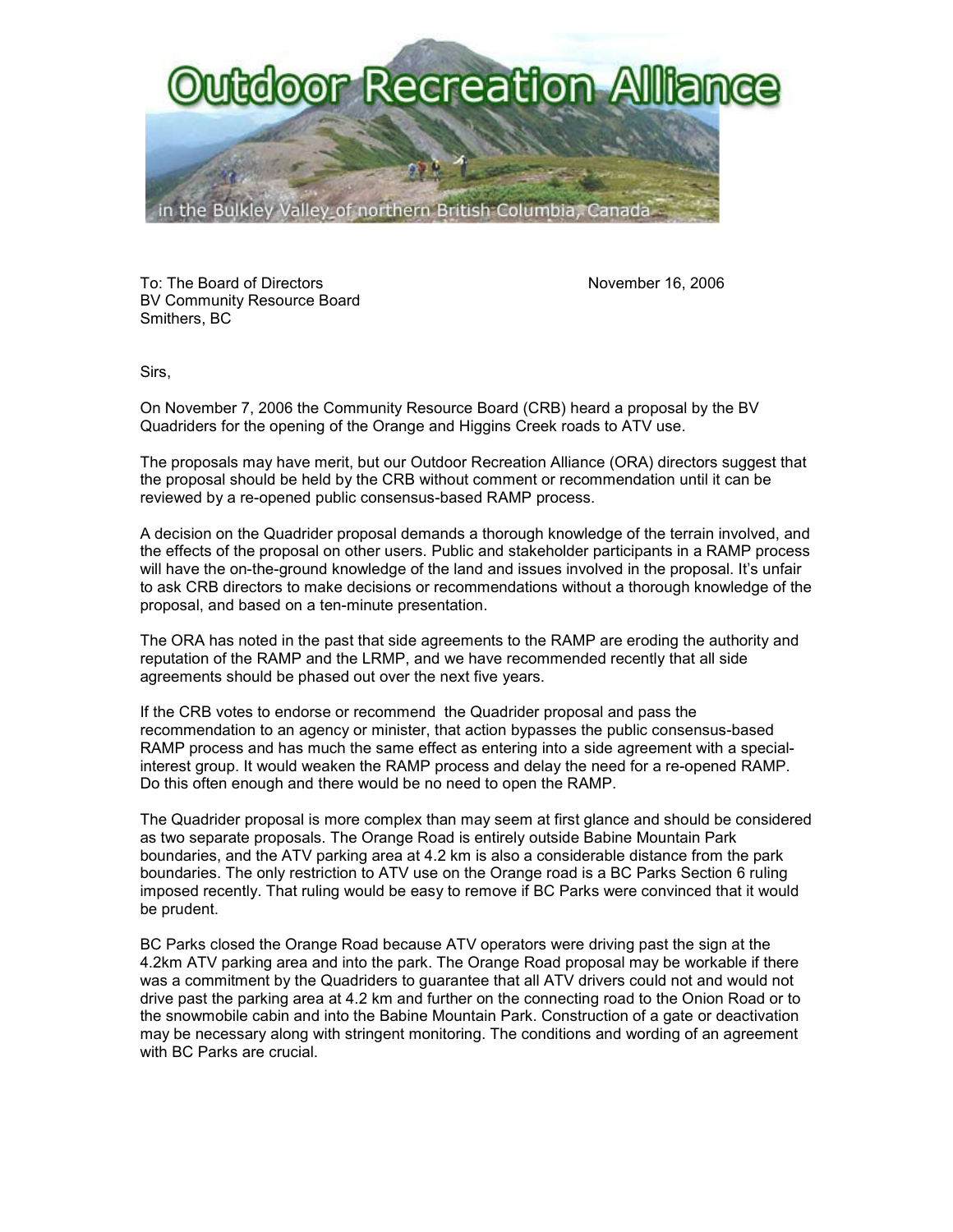# Outdoor Recreation Alliance

in the Bulkley Valley of northern British Columbia, Canada

To: The Board of Directors
BV Community Resource Board
Smithers, BC

November 16, 2006

Sirs,

On November 7, 2006 the Community Resource Board (CRB) heard a proposal by the BV Quadriders for the opening of the Orange and Higgins Creek roads to ATV use.

The proposals may have merit, but our Outdoor Recreation Alliance (ORA) directors suggest that the proposal should be held by the CRB without comment or recommendation until it can be reviewed by a re-opened public consensus-based RAMP process.

A decision on the Quadrider proposal demands a thorough knowledge of the terrain involved, and the effects of the proposal on other users. Public and stakeholder participants in a RAMP process will have the on-the-ground knowledge of the land and issues involved in the proposal. It's unfair to ask CRB directors to make decisions or recommendations without a thorough knowledge of the proposal, and based on a ten-minute presentation.

The ORA has noted in the past that side agreements to the RAMP are eroding the authority and reputation of the RAMP and the LRMP, and we have recommended recently that all side agreements should be phased out over the next five years.

If the CRB votes to endorse or recommend the Quadrider proposal and pass the recommendation to an agency or minister, that action bypasses the public consensus-based RAMP process and has much the same effect as entering into a side agreement with a special-interest group. It would weaken the RAMP process and delay the need for a re-opened RAMP. Do this often enough and there would be no need to open the RAMP.

The Quadrider proposal is more complex than may seem at first glance and should be considered as two separate proposals. The Orange Road is entirely outside Babine Mountain Park boundaries, and the ATV parking area at 4.2 km is also a considerable distance from the park boundaries. The only restriction to ATV use on the Orange road is a BC Parks Section 6 ruling imposed recently. That ruling would be easy to remove if BC Parks were convinced that it would be prudent.

BC Parks closed the Orange Road because ATV operators were driving past the sign at the 4.2km ATV parking area and into the park. The Orange Road proposal may be workable if there was a commitment by the Quadriders to guarantee that all ATV drivers could not and would not drive past the parking area at 4.2 km and further on the connecting road to the Onion Road or to the snowmobile cabin and into the Babine Mountain Park. Construction of a gate or deactivation may be necessary along with stringent monitoring. The conditions and wording of an agreement with BC Parks are crucial.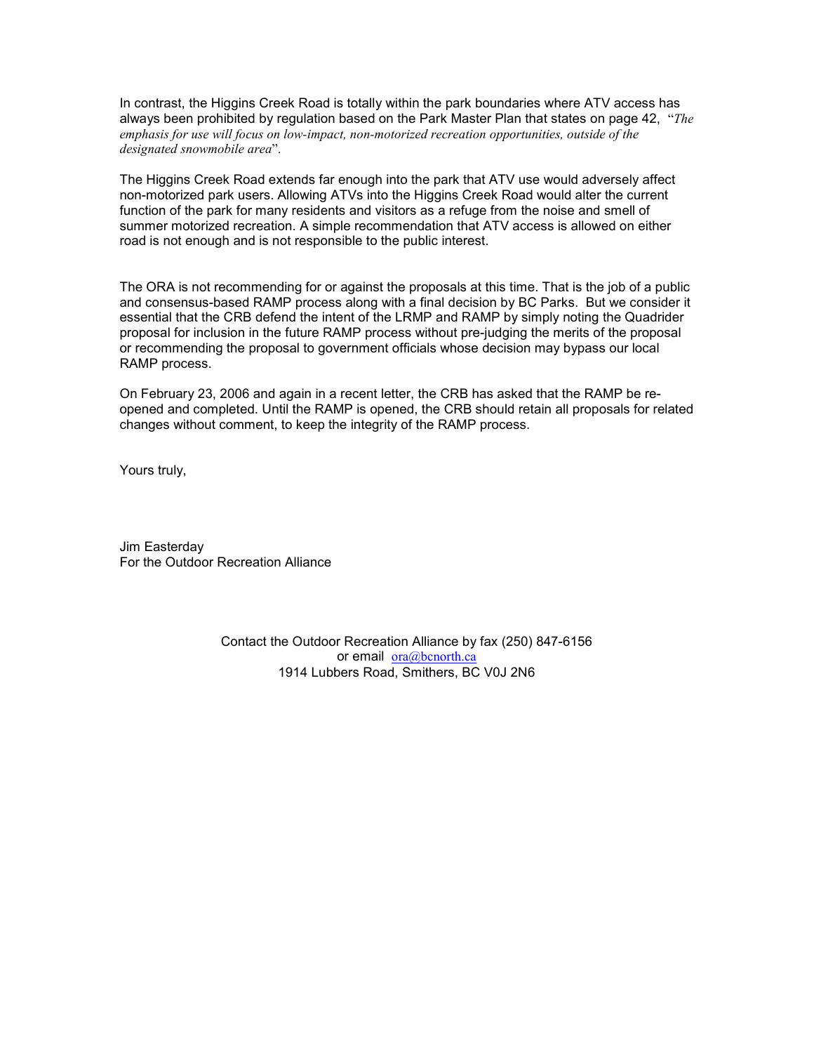In contrast, the Higgins Creek Road is totally within the park boundaries where ATV access has always been prohibited by regulation based on the Park Master Plan that states on page 42, "*The emphasis for use will focus on low-impact, non-motorized recreation opportunities, outside of the designated snowmobile area*".

The Higgins Creek Road extends far enough into the park that ATV use would adversely affect non-motorized park users. Allowing ATVs into the Higgins Creek Road would alter the current function of the park for many residents and visitors as a refuge from the noise and smell of summer motorized recreation. A simple recommendation that ATV access is allowed on either road is not enough and is not responsible to the public interest.

The ORA is not recommending for or against the proposals at this time. That is the job of a public and consensus-based RAMP process along with a final decision by BC Parks. But we consider it essential that the CRB defend the intent of the LRMP and RAMP by simply noting the Quadrider proposal for inclusion in the future RAMP process without pre-judging the merits of the proposal or recommending the proposal to government officials whose decision may bypass our local RAMP process.

On February 23, 2006 and again in a recent letter, the CRB has asked that the RAMP be re-opened and completed. Until the RAMP is opened, the CRB should retain all proposals for related changes without comment, to keep the integrity of the RAMP process.

Yours truly,

Jim Easterday
For the Outdoor Recreation Alliance

Contact the Outdoor Recreation Alliance by fax (250) 847-6156
or email ora@bcnorth.ca
1914 Lubbers Road, Smithers, BC V0J 2N6